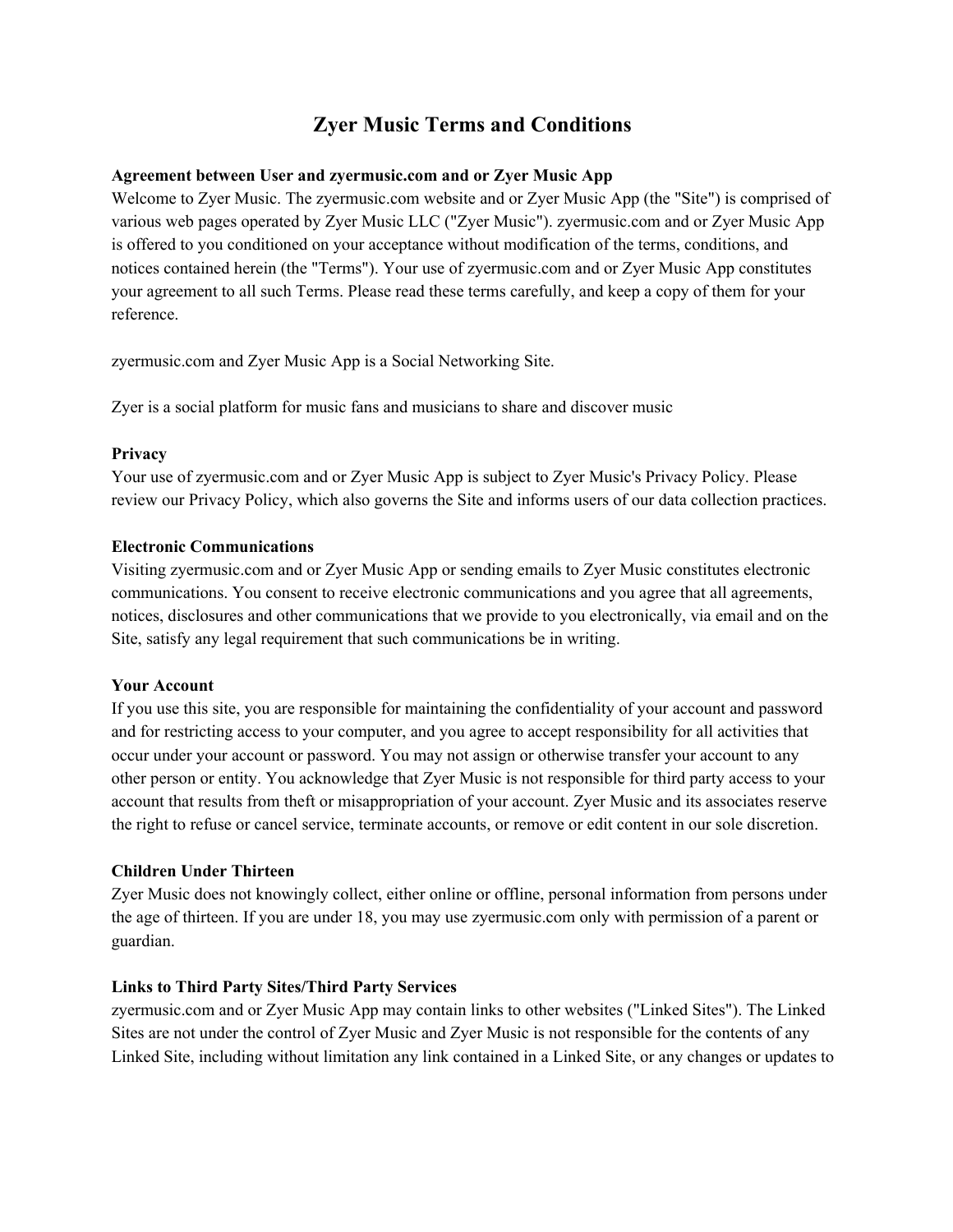# Zyer Music Terms and Conditions

**Agreement between User and zyermusic.com and or Zyer Music App**

Welcome to Zyer Music. The zyermusic.com website and or Zyer Music App (the "Site") is comprised of various web pages operated by Zyer Music LLC ("Zyer Music"). zyermusic.com and or Zyer Music App is offered to you conditioned on your acceptance without modification of the terms, conditions, and notices contained herein (the "Terms"). Your use of zyermusic.com and or Zyer Music App constitutes your agreement to all such Terms. Please read these terms carefully, and keep a copy of them for your reference.

zyermusic.com and Zyer Music App is a Social Networking Site.

Zyer is a social platform for music fans and musicians to share and discover music

**Privacy**

Your use of zyermusic.com and or Zyer Music App is subject to Zyer Music's Privacy Policy. Please review our Privacy Policy, which also governs the Site and informs users of our data collection practices.

**Electronic Communications**

Visiting zyermusic.com and or Zyer Music App or sending emails to Zyer Music constitutes electronic communications. You consent to receive electronic communications and you agree that all agreements, notices, disclosures and other communications that we provide to you electronically, via email and on the Site, satisfy any legal requirement that such communications be in writing.

**Your Account**

If you use this site, you are responsible for maintaining the confidentiality of your account and password and for restricting access to your computer, and you agree to accept responsibility for all activities that occur under your account or password. You may not assign or otherwise transfer your account to any other person or entity. You acknowledge that Zyer Music is not responsible for third party access to your account that results from theft or misappropriation of your account. Zyer Music and its associates reserve the right to refuse or cancel service, terminate accounts, or remove or edit content in our sole discretion.

**Children Under Thirteen**

Zyer Music does not knowingly collect, either online or offline, personal information from persons under the age of thirteen. If you are under 18, you may use zyermusic.com only with permission of a parent or guardian.

**Links to Third Party Sites/Third Party Services**

zyermusic.com and or Zyer Music App may contain links to other websites ("Linked Sites"). The Linked Sites are not under the control of Zyer Music and Zyer Music is not responsible for the contents of any Linked Site, including without limitation any link contained in a Linked Site, or any changes or updates to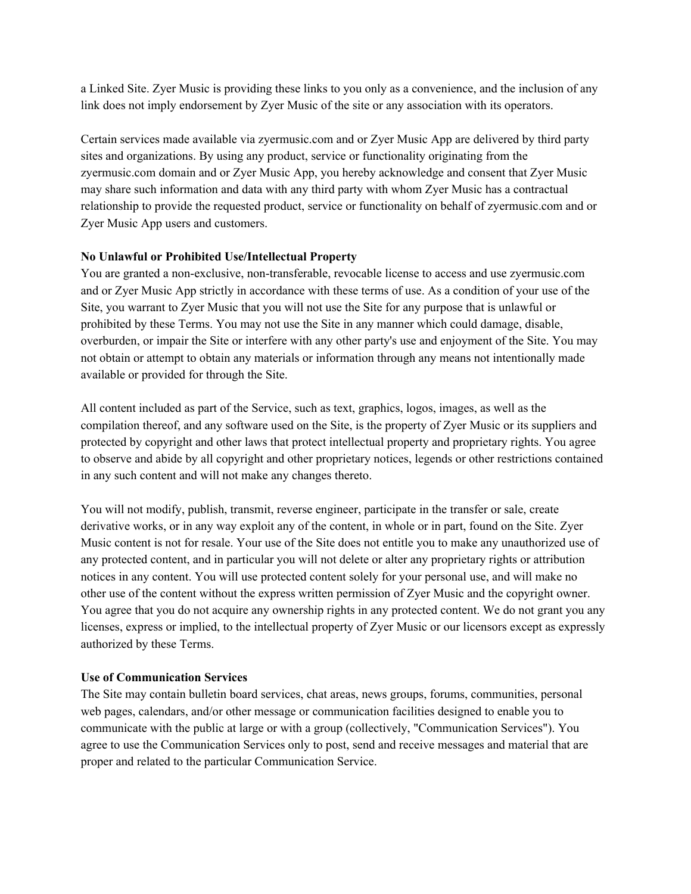a Linked Site. Zyer Music is providing these links to you only as a convenience, and the inclusion of any link does not imply endorsement by Zyer Music of the site or any association with its operators.

Certain services made available via zyermusic.com and or Zyer Music App are delivered by third party sites and organizations. By using any product, service or functionality originating from the zyermusic.com domain and or Zyer Music App, you hereby acknowledge and consent that Zyer Music may share such information and data with any third party with whom Zyer Music has a contractual relationship to provide the requested product, service or functionality on behalf of zyermusic.com and or Zyer Music App users and customers.

**No Unlawful or Prohibited Use/Intellectual Property**

You are granted a non-exclusive, non-transferable, revocable license to access and use zyermusic.com and or Zyer Music App strictly in accordance with these terms of use. As a condition of your use of the Site, you warrant to Zyer Music that you will not use the Site for any purpose that is unlawful or prohibited by these Terms. You may not use the Site in any manner which could damage, disable, overburden, or impair the Site or interfere with any other party's use and enjoyment of the Site. You may not obtain or attempt to obtain any materials or information through any means not intentionally made available or provided for through the Site.

All content included as part of the Service, such as text, graphics, logos, images, as well as the compilation thereof, and any software used on the Site, is the property of Zyer Music or its suppliers and protected by copyright and other laws that protect intellectual property and proprietary rights. You agree to observe and abide by all copyright and other proprietary notices, legends or other restrictions contained in any such content and will not make any changes thereto.

You will not modify, publish, transmit, reverse engineer, participate in the transfer or sale, create derivative works, or in any way exploit any of the content, in whole or in part, found on the Site. Zyer Music content is not for resale. Your use of the Site does not entitle you to make any unauthorized use of any protected content, and in particular you will not delete or alter any proprietary rights or attribution notices in any content. You will use protected content solely for your personal use, and will make no other use of the content without the express written permission of Zyer Music and the copyright owner. You agree that you do not acquire any ownership rights in any protected content. We do not grant you any licenses, express or implied, to the intellectual property of Zyer Music or our licensors except as expressly authorized by these Terms.

**Use of Communication Services**

The Site may contain bulletin board services, chat areas, news groups, forums, communities, personal web pages, calendars, and/or other message or communication facilities designed to enable you to communicate with the public at large or with a group (collectively, "Communication Services"). You agree to use the Communication Services only to post, send and receive messages and material that are proper and related to the particular Communication Service.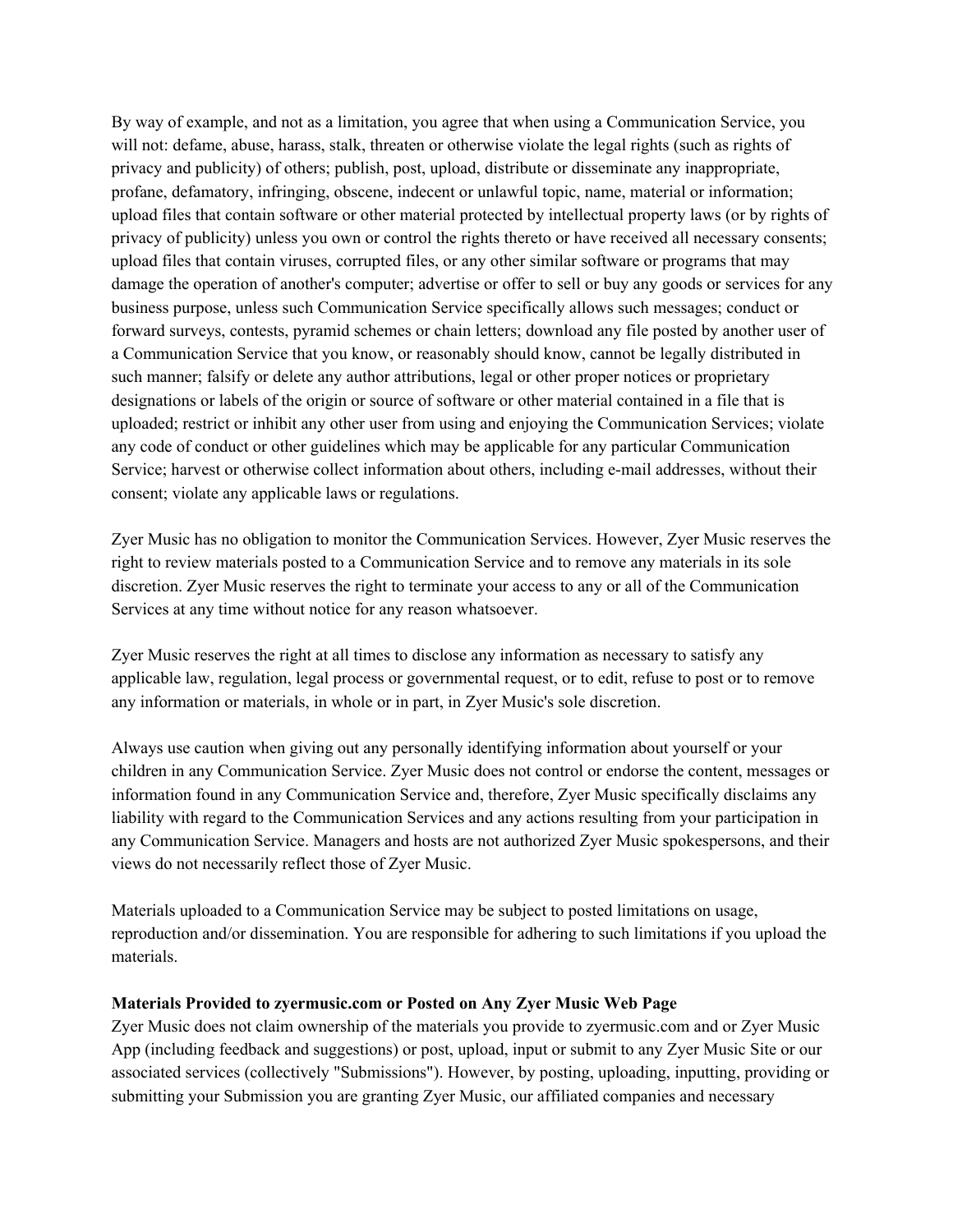By way of example, and not as a limitation, you agree that when using a Communication Service, you will not: defame, abuse, harass, stalk, threaten or otherwise violate the legal rights (such as rights of privacy and publicity) of others; publish, post, upload, distribute or disseminate any inappropriate, profane, defamatory, infringing, obscene, indecent or unlawful topic, name, material or information; upload files that contain software or other material protected by intellectual property laws (or by rights of privacy of publicity) unless you own or control the rights thereto or have received all necessary consents; upload files that contain viruses, corrupted files, or any other similar software or programs that may damage the operation of another's computer; advertise or offer to sell or buy any goods or services for any business purpose, unless such Communication Service specifically allows such messages; conduct or forward surveys, contests, pyramid schemes or chain letters; download any file posted by another user of a Communication Service that you know, or reasonably should know, cannot be legally distributed in such manner; falsify or delete any author attributions, legal or other proper notices or proprietary designations or labels of the origin or source of software or other material contained in a file that is uploaded; restrict or inhibit any other user from using and enjoying the Communication Services; violate any code of conduct or other guidelines which may be applicable for any particular Communication Service; harvest or otherwise collect information about others, including e-mail addresses, without their consent; violate any applicable laws or regulations.

Zyer Music has no obligation to monitor the Communication Services. However, Zyer Music reserves the right to review materials posted to a Communication Service and to remove any materials in its sole discretion. Zyer Music reserves the right to terminate your access to any or all of the Communication Services at any time without notice for any reason whatsoever.

Zyer Music reserves the right at all times to disclose any information as necessary to satisfy any applicable law, regulation, legal process or governmental request, or to edit, refuse to post or to remove any information or materials, in whole or in part, in Zyer Music's sole discretion.

Always use caution when giving out any personally identifying information about yourself or your children in any Communication Service. Zyer Music does not control or endorse the content, messages or information found in any Communication Service and, therefore, Zyer Music specifically disclaims any liability with regard to the Communication Services and any actions resulting from your participation in any Communication Service. Managers and hosts are not authorized Zyer Music spokespersons, and their views do not necessarily reflect those of Zyer Music.

Materials uploaded to a Communication Service may be subject to posted limitations on usage, reproduction and/or dissemination. You are responsible for adhering to such limitations if you upload the materials.

**Materials Provided to zyermusic.com or Posted on Any Zyer Music Web Page**

Zyer Music does not claim ownership of the materials you provide to zyermusic.com and or Zyer Music App (including feedback and suggestions) or post, upload, input or submit to any Zyer Music Site or our associated services (collectively "Submissions"). However, by posting, uploading, inputting, providing or submitting your Submission you are granting Zyer Music, our affiliated companies and necessary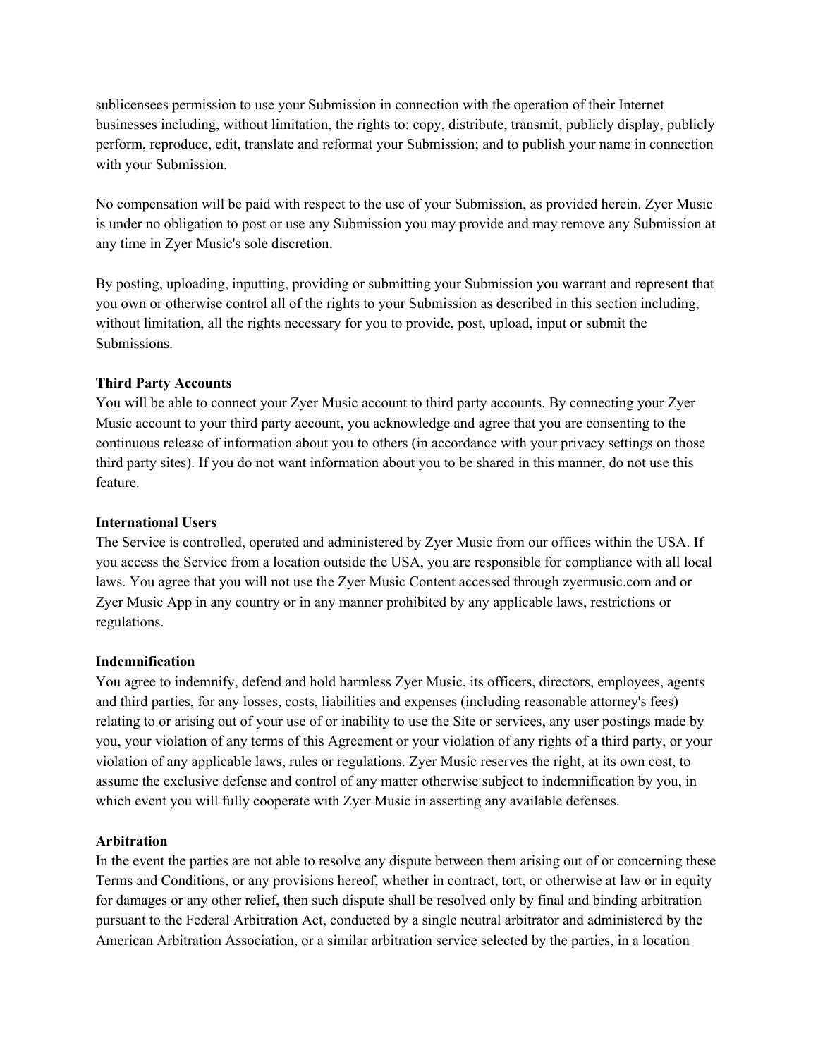sublicensees permission to use your Submission in connection with the operation of their Internet businesses including, without limitation, the rights to: copy, distribute, transmit, publicly display, publicly perform, reproduce, edit, translate and reformat your Submission; and to publish your name in connection with your Submission.

No compensation will be paid with respect to the use of your Submission, as provided herein. Zyer Music is under no obligation to post or use any Submission you may provide and may remove any Submission at any time in Zyer Music's sole discretion.

By posting, uploading, inputting, providing or submitting your Submission you warrant and represent that you own or otherwise control all of the rights to your Submission as described in this section including, without limitation, all the rights necessary for you to provide, post, upload, input or submit the Submissions.

**Third Party Accounts**

You will be able to connect your Zyer Music account to third party accounts. By connecting your Zyer Music account to your third party account, you acknowledge and agree that you are consenting to the continuous release of information about you to others (in accordance with your privacy settings on those third party sites). If you do not want information about you to be shared in this manner, do not use this feature.

**International Users**

The Service is controlled, operated and administered by Zyer Music from our offices within the USA. If you access the Service from a location outside the USA, you are responsible for compliance with all local laws. You agree that you will not use the Zyer Music Content accessed through zyermusic.com and or Zyer Music App in any country or in any manner prohibited by any applicable laws, restrictions or regulations.

**Indemnification**

You agree to indemnify, defend and hold harmless Zyer Music, its officers, directors, employees, agents and third parties, for any losses, costs, liabilities and expenses (including reasonable attorney's fees) relating to or arising out of your use of or inability to use the Site or services, any user postings made by you, your violation of any terms of this Agreement or your violation of any rights of a third party, or your violation of any applicable laws, rules or regulations. Zyer Music reserves the right, at its own cost, to assume the exclusive defense and control of any matter otherwise subject to indemnification by you, in which event you will fully cooperate with Zyer Music in asserting any available defenses.

**Arbitration**

In the event the parties are not able to resolve any dispute between them arising out of or concerning these Terms and Conditions, or any provisions hereof, whether in contract, tort, or otherwise at law or in equity for damages or any other relief, then such dispute shall be resolved only by final and binding arbitration pursuant to the Federal Arbitration Act, conducted by a single neutral arbitrator and administered by the American Arbitration Association, or a similar arbitration service selected by the parties, in a location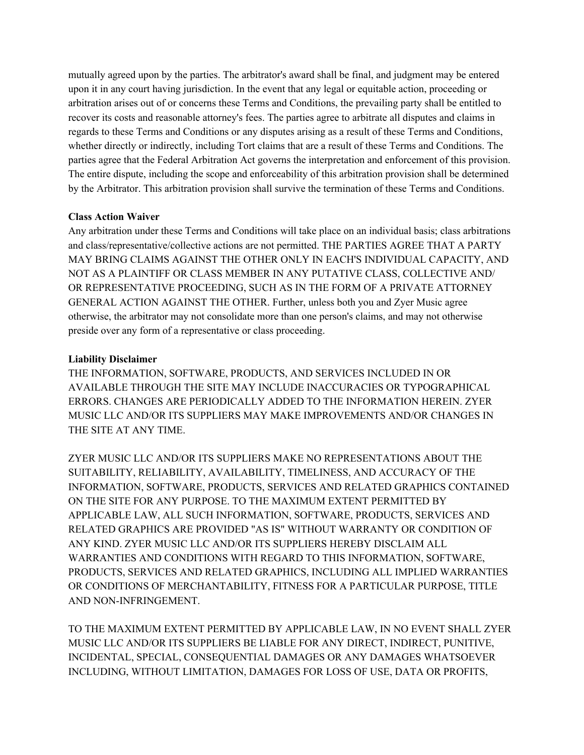mutually agreed upon by the parties. The arbitrator's award shall be final, and judgment may be entered upon it in any court having jurisdiction. In the event that any legal or equitable action, proceeding or arbitration arises out of or concerns these Terms and Conditions, the prevailing party shall be entitled to recover its costs and reasonable attorney's fees. The parties agree to arbitrate all disputes and claims in regards to these Terms and Conditions or any disputes arising as a result of these Terms and Conditions, whether directly or indirectly, including Tort claims that are a result of these Terms and Conditions. The parties agree that the Federal Arbitration Act governs the interpretation and enforcement of this provision. The entire dispute, including the scope and enforceability of this arbitration provision shall be determined by the Arbitrator. This arbitration provision shall survive the termination of these Terms and Conditions.

**Class Action Waiver**

Any arbitration under these Terms and Conditions will take place on an individual basis; class arbitrations and class/representative/collective actions are not permitted. THE PARTIES AGREE THAT A PARTY MAY BRING CLAIMS AGAINST THE OTHER ONLY IN EACH'S INDIVIDUAL CAPACITY, AND NOT AS A PLAINTIFF OR CLASS MEMBER IN ANY PUTATIVE CLASS, COLLECTIVE AND/ OR REPRESENTATIVE PROCEEDING, SUCH AS IN THE FORM OF A PRIVATE ATTORNEY GENERAL ACTION AGAINST THE OTHER. Further, unless both you and Zyer Music agree otherwise, the arbitrator may not consolidate more than one person's claims, and may not otherwise preside over any form of a representative or class proceeding.

**Liability Disclaimer**

THE INFORMATION, SOFTWARE, PRODUCTS, AND SERVICES INCLUDED IN OR AVAILABLE THROUGH THE SITE MAY INCLUDE INACCURACIES OR TYPOGRAPHICAL ERRORS. CHANGES ARE PERIODICALLY ADDED TO THE INFORMATION HEREIN. ZYER MUSIC LLC AND/OR ITS SUPPLIERS MAY MAKE IMPROVEMENTS AND/OR CHANGES IN THE SITE AT ANY TIME.

ZYER MUSIC LLC AND/OR ITS SUPPLIERS MAKE NO REPRESENTATIONS ABOUT THE SUITABILITY, RELIABILITY, AVAILABILITY, TIMELINESS, AND ACCURACY OF THE INFORMATION, SOFTWARE, PRODUCTS, SERVICES AND RELATED GRAPHICS CONTAINED ON THE SITE FOR ANY PURPOSE. TO THE MAXIMUM EXTENT PERMITTED BY APPLICABLE LAW, ALL SUCH INFORMATION, SOFTWARE, PRODUCTS, SERVICES AND RELATED GRAPHICS ARE PROVIDED "AS IS" WITHOUT WARRANTY OR CONDITION OF ANY KIND. ZYER MUSIC LLC AND/OR ITS SUPPLIERS HEREBY DISCLAIM ALL WARRANTIES AND CONDITIONS WITH REGARD TO THIS INFORMATION, SOFTWARE, PRODUCTS, SERVICES AND RELATED GRAPHICS, INCLUDING ALL IMPLIED WARRANTIES OR CONDITIONS OF MERCHANTABILITY, FITNESS FOR A PARTICULAR PURPOSE, TITLE AND NON-INFRINGEMENT.

TO THE MAXIMUM EXTENT PERMITTED BY APPLICABLE LAW, IN NO EVENT SHALL ZYER MUSIC LLC AND/OR ITS SUPPLIERS BE LIABLE FOR ANY DIRECT, INDIRECT, PUNITIVE, INCIDENTAL, SPECIAL, CONSEQUENTIAL DAMAGES OR ANY DAMAGES WHATSOEVER INCLUDING, WITHOUT LIMITATION, DAMAGES FOR LOSS OF USE, DATA OR PROFITS,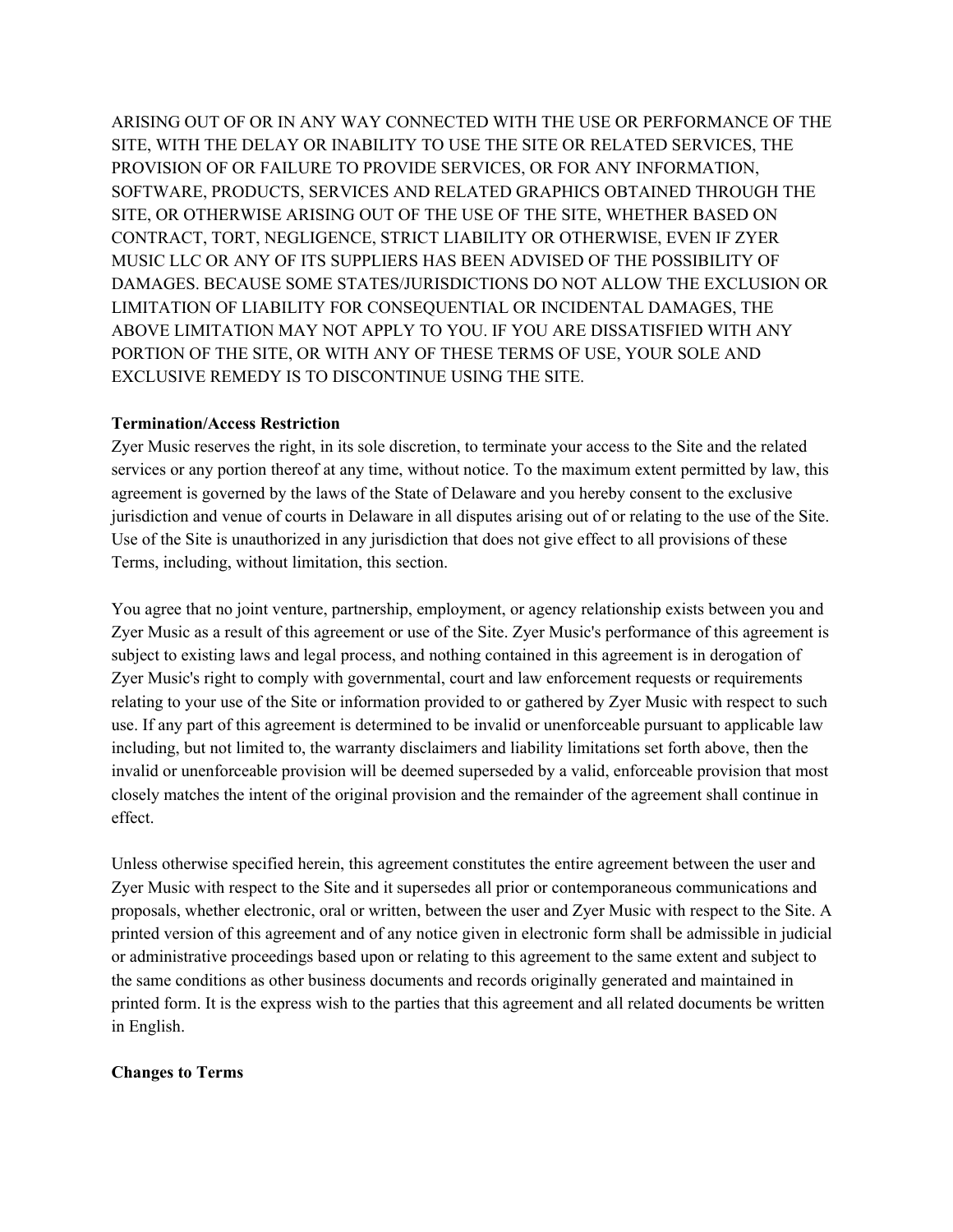ARISING OUT OF OR IN ANY WAY CONNECTED WITH THE USE OR PERFORMANCE OF THE SITE, WITH THE DELAY OR INABILITY TO USE THE SITE OR RELATED SERVICES, THE PROVISION OF OR FAILURE TO PROVIDE SERVICES, OR FOR ANY INFORMATION, SOFTWARE, PRODUCTS, SERVICES AND RELATED GRAPHICS OBTAINED THROUGH THE SITE, OR OTHERWISE ARISING OUT OF THE USE OF THE SITE, WHETHER BASED ON CONTRACT, TORT, NEGLIGENCE, STRICT LIABILITY OR OTHERWISE, EVEN IF ZYER MUSIC LLC OR ANY OF ITS SUPPLIERS HAS BEEN ADVISED OF THE POSSIBILITY OF DAMAGES. BECAUSE SOME STATES/JURISDICTIONS DO NOT ALLOW THE EXCLUSION OR LIMITATION OF LIABILITY FOR CONSEQUENTIAL OR INCIDENTAL DAMAGES, THE ABOVE LIMITATION MAY NOT APPLY TO YOU. IF YOU ARE DISSATISFIED WITH ANY PORTION OF THE SITE, OR WITH ANY OF THESE TERMS OF USE, YOUR SOLE AND EXCLUSIVE REMEDY IS TO DISCONTINUE USING THE SITE.

**Termination/Access Restriction**

Zyer Music reserves the right, in its sole discretion, to terminate your access to the Site and the related services or any portion thereof at any time, without notice. To the maximum extent permitted by law, this agreement is governed by the laws of the State of Delaware and you hereby consent to the exclusive jurisdiction and venue of courts in Delaware in all disputes arising out of or relating to the use of the Site. Use of the Site is unauthorized in any jurisdiction that does not give effect to all provisions of these Terms, including, without limitation, this section.

You agree that no joint venture, partnership, employment, or agency relationship exists between you and Zyer Music as a result of this agreement or use of the Site. Zyer Music's performance of this agreement is subject to existing laws and legal process, and nothing contained in this agreement is in derogation of Zyer Music's right to comply with governmental, court and law enforcement requests or requirements relating to your use of the Site or information provided to or gathered by Zyer Music with respect to such use. If any part of this agreement is determined to be invalid or unenforceable pursuant to applicable law including, but not limited to, the warranty disclaimers and liability limitations set forth above, then the invalid or unenforceable provision will be deemed superseded by a valid, enforceable provision that most closely matches the intent of the original provision and the remainder of the agreement shall continue in effect.

Unless otherwise specified herein, this agreement constitutes the entire agreement between the user and Zyer Music with respect to the Site and it supersedes all prior or contemporaneous communications and proposals, whether electronic, oral or written, between the user and Zyer Music with respect to the Site. A printed version of this agreement and of any notice given in electronic form shall be admissible in judicial or administrative proceedings based upon or relating to this agreement to the same extent and subject to the same conditions as other business documents and records originally generated and maintained in printed form. It is the express wish to the parties that this agreement and all related documents be written in English.

**Changes to Terms**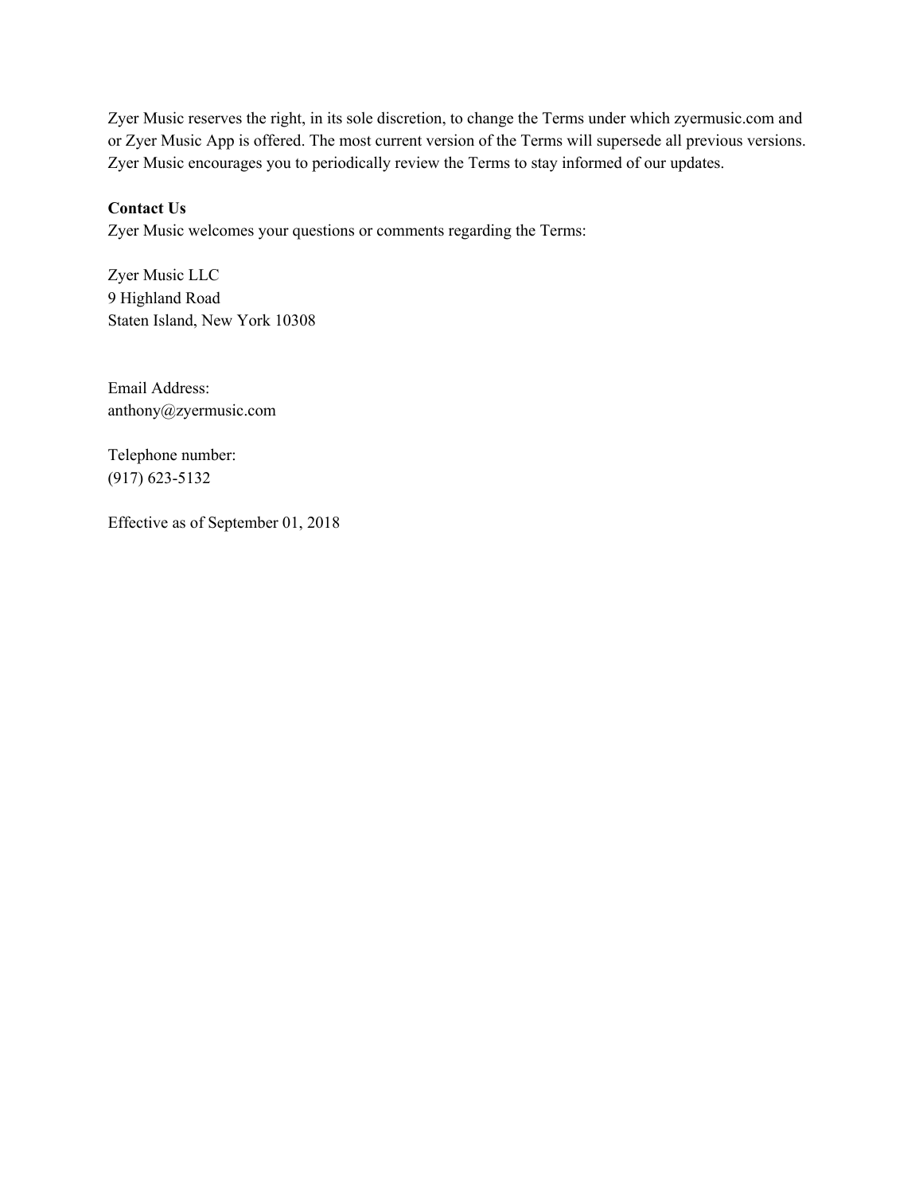Zyer Music reserves the right, in its sole discretion, to change the Terms under which zyermusic.com and or Zyer Music App is offered. The most current version of the Terms will supersede all previous versions. Zyer Music encourages you to periodically review the Terms to stay informed of our updates.

**Contact Us**

Zyer Music welcomes your questions or comments regarding the Terms:

Zyer Music LLC
9 Highland Road
Staten Island, New York 10308

Email Address:
anthony@zyermusic.com

Telephone number:
(917) 623-5132

Effective as of September 01, 2018